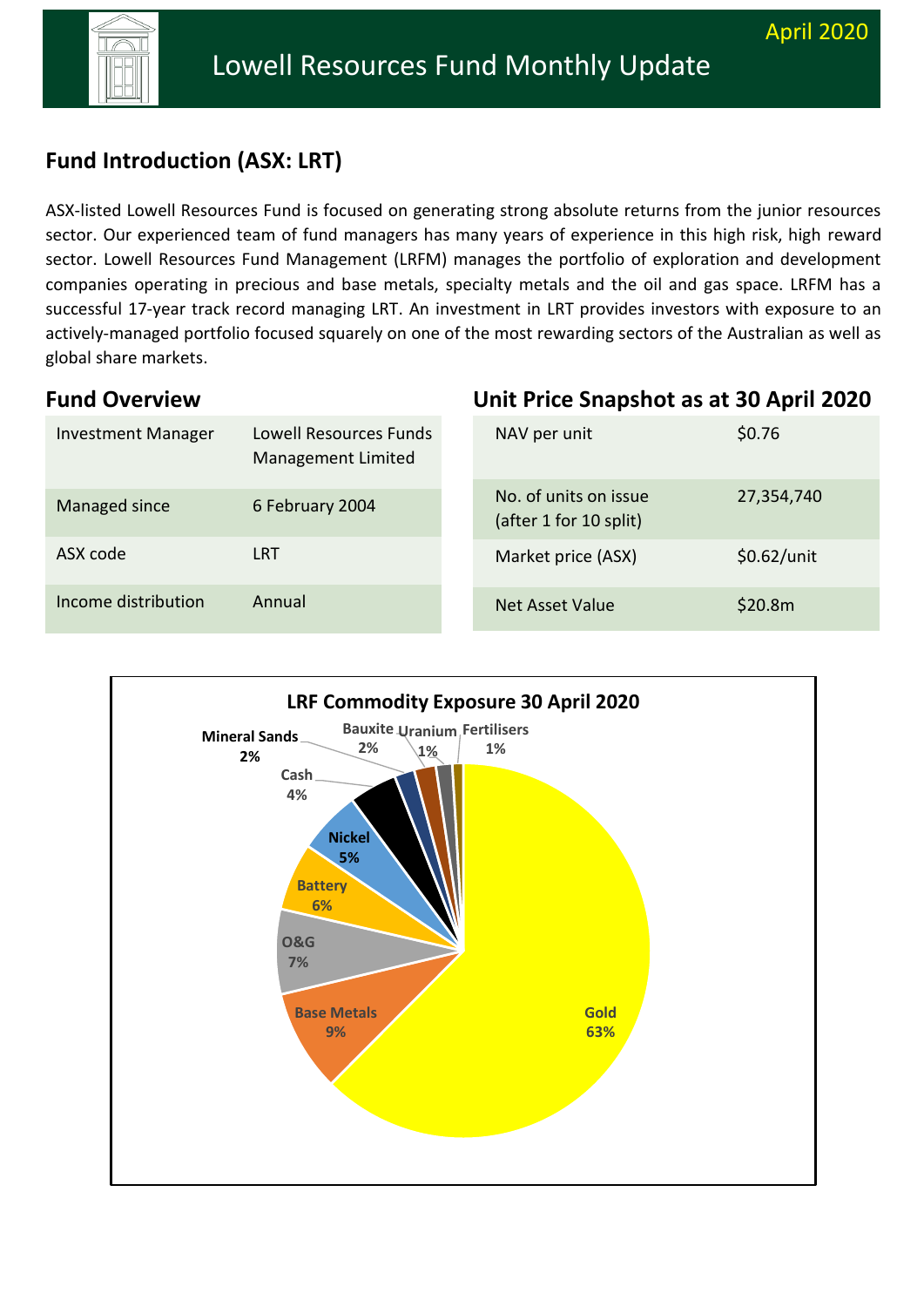# Lowell Resources Fund Monthly Update

April 2020

## Fund Introduction (ASX: LRT)

ASX-listed Lowell Resources Fund is focused on generating strong absolute returns from the junior resources sector. Our experienced team of fund managers has many years of experience in this high risk, high reward sector. Lowell Resources Fund Management (LRFM) manages the portfolio of exploration and development companies operating in precious and base metals, specialty metals and the oil and gas space. LRFM has a successful 17-year track record managing LRT. An investment in LRT provides investors with exposure to an actively-managed portfolio focused squarely on one of the most rewarding sectors of the Australian as well as global share markets.

## Fund Overview

| | |
|---|---|
| Investment Manager | Lowell Resources Funds Management Limited |
| Managed since | 6 February 2004 |
| ASX code | LRT |
| Income distribution | Annual |

## Unit Price Snapshot as at 30 April 2020

| | |
|---|---|
| NAV per unit | $0.76 |
| No. of units on issue (after 1 for 10 split) | 27,354,740 |
| Market price (ASX) | $0.62/unit |
| Net Asset Value | $20.8m |

**LRF Commodity Exposure 30 April 2020**

| Commodity | Exposure |
|---|---|
| Gold | 63% |
| Base Metals | 9% |
| O&G | 7% |
| Battery | 6% |
| Nickel | 5% |
| Cash | 4% |
| Mineral Sands | 2% |
| Bauxite | 2% |
| Uranium | 1% |
| Fertilisers | 1% |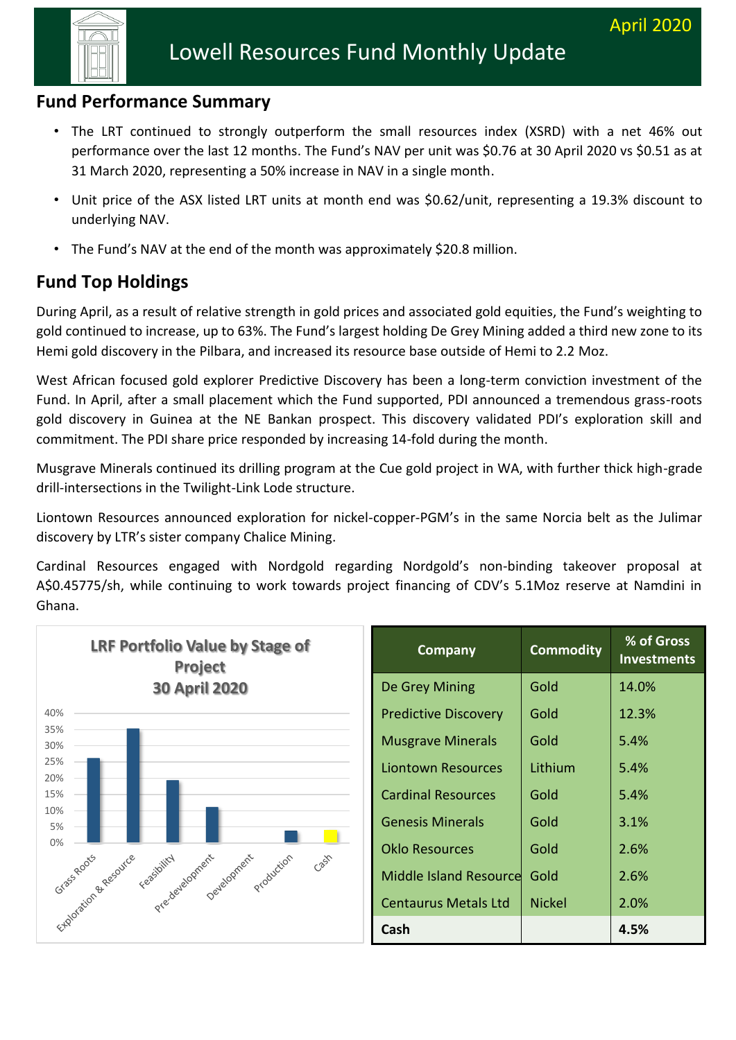# Lowell Resources Fund Monthly Update

April 2020

## Fund Performance Summary

- The LRT continued to strongly outperform the small resources index (XSRD) with a net 46% out performance over the last 12 months. The Fund's NAV per unit was $0.76 at 30 April 2020 vs $0.51 as at 31 March 2020, representing a 50% increase in NAV in a single month.
- Unit price of the ASX listed LRT units at month end was $0.62/unit, representing a 19.3% discount to underlying NAV.
- The Fund's NAV at the end of the month was approximately $20.8 million.

## Fund Top Holdings

During April, as a result of relative strength in gold prices and associated gold equities, the Fund's weighting to gold continued to increase, up to 63%. The Fund's largest holding De Grey Mining added a third new zone to its Hemi gold discovery in the Pilbara, and increased its resource base outside of Hemi to 2.2 Moz.

West African focused gold explorer Predictive Discovery has been a long-term conviction investment of the Fund. In April, after a small placement which the Fund supported, PDI announced a tremendous grass-roots gold discovery in Guinea at the NE Bankan prospect. This discovery validated PDI's exploration skill and commitment. The PDI share price responded by increasing 14-fold during the month.

Musgrave Minerals continued its drilling program at the Cue gold project in WA, with further thick high-grade drill-intersections in the Twilight-Link Lode structure.

Liontown Resources announced exploration for nickel-copper-PGM's in the same Norcia belt as the Julimar discovery by LTR's sister company Chalice Mining.

Cardinal Resources engaged with Nordgold regarding Nordgold's non-binding takeover proposal at A$0.45775/sh, while continuing to work towards project financing of CDV's 5.1Moz reserve at Namdini in Ghana.

**LRF Portfolio Value by Stage of Project**
**30 April 2020**

| Stage | Approx. % |
|---|---|
| Grass Roots | 26% |
| Exploration & Resource | 35% |
| Feasibility | 19% |
| Pre-development | 11% |
| Development | 0% |
| Production | 4% |
| Cash | 4% |

| Company | Commodity | % of Gross Investments |
|---|---|---|
| De Grey Mining | Gold | 14.0% |
| Predictive Discovery | Gold | 12.3% |
| Musgrave Minerals | Gold | 5.4% |
| Liontown Resources | Lithium | 5.4% |
| Cardinal Resources | Gold | 5.4% |
| Genesis Minerals | Gold | 3.1% |
| Oklo Resources | Gold | 2.6% |
| Middle Island Resource | Gold | 2.6% |
| Centaurus Metals Ltd | Nickel | 2.0% |
| **Cash** | | **4.5%** |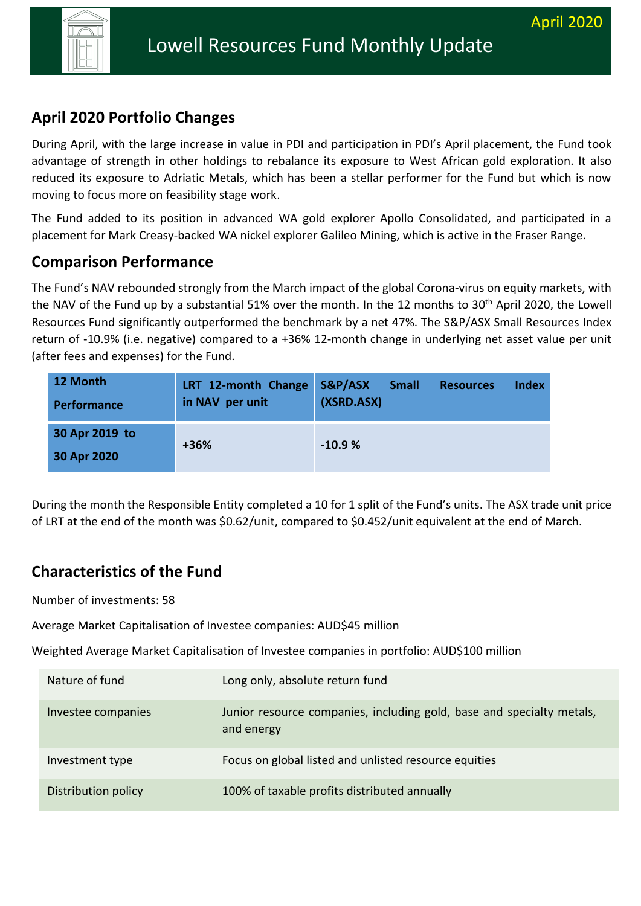# Lowell Resources Fund Monthly Update

April 2020

## April 2020 Portfolio Changes

During April, with the large increase in value in PDI and participation in PDI's April placement, the Fund took advantage of strength in other holdings to rebalance its exposure to West African gold exploration. It also reduced its exposure to Adriatic Metals, which has been a stellar performer for the Fund but which is now moving to focus more on feasibility stage work.

The Fund added to its position in advanced WA gold explorer Apollo Consolidated, and participated in a placement for Mark Creasy-backed WA nickel explorer Galileo Mining, which is active in the Fraser Range.

## Comparison Performance

The Fund's NAV rebounded strongly from the March impact of the global Corona-virus on equity markets, with the NAV of the Fund up by a substantial 51% over the month. In the 12 months to 30th April 2020, the Lowell Resources Fund significantly outperformed the benchmark by a net 47%. The S&P/ASX Small Resources Index return of -10.9% (i.e. negative) compared to a +36% 12-month change in underlying net asset value per unit (after fees and expenses) for the Fund.

| 12 Month Performance | LRT 12-month Change in NAV per unit | S&P/ASX Small Resources Index (XSRD.ASX) |
|---|---|---|
| 30 Apr 2019 to 30 Apr 2020 | +36% | -10.9 % |

During the month the Responsible Entity completed a 10 for 1 split of the Fund's units. The ASX trade unit price of LRT at the end of the month was $0.62/unit, compared to $0.452/unit equivalent at the end of March.

## Characteristics of the Fund

Number of investments: 58

Average Market Capitalisation of Investee companies: AUD$45 million

Weighted Average Market Capitalisation of Investee companies in portfolio: AUD$100 million

| | |
|---|---|
| Nature of fund | Long only, absolute return fund |
| Investee companies | Junior resource companies, including gold, base and specialty metals, and energy |
| Investment type | Focus on global listed and unlisted resource equities |
| Distribution policy | 100% of taxable profits distributed annually |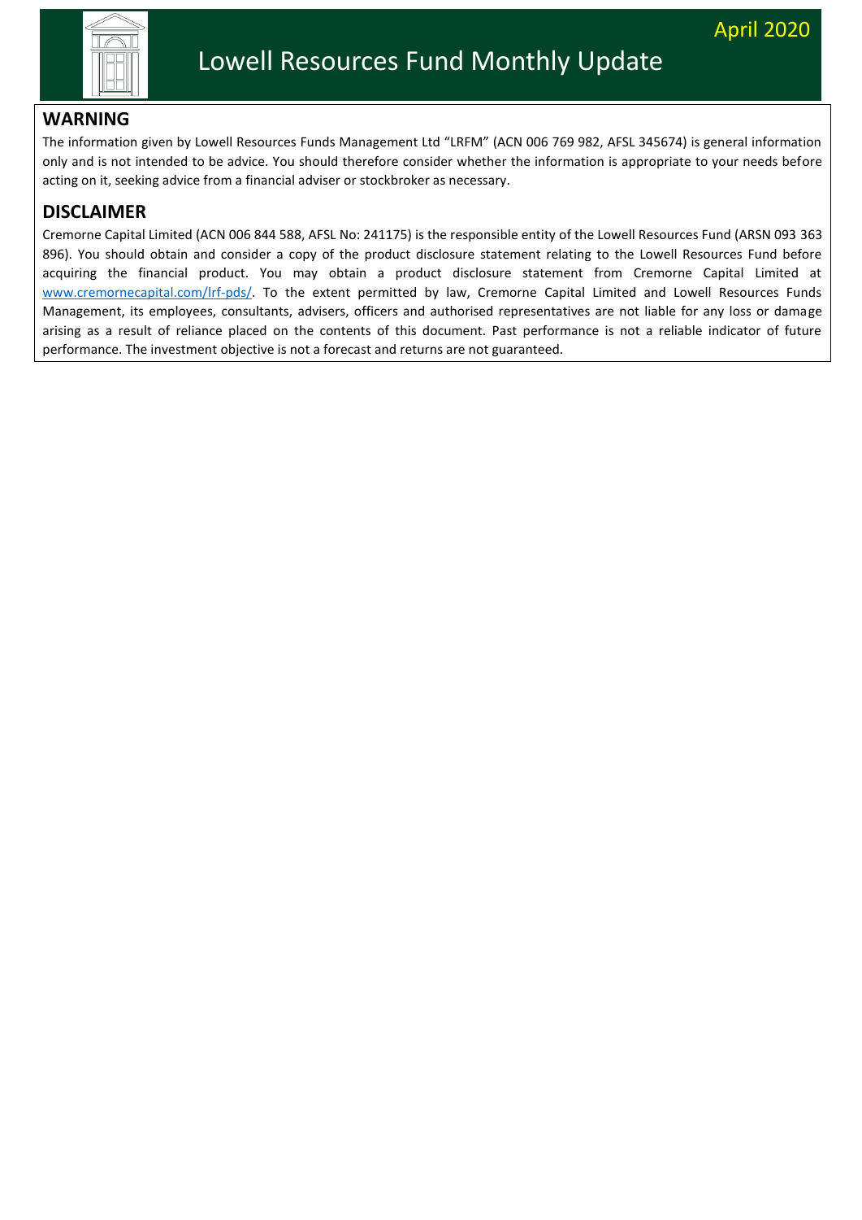## WARNING

The information given by Lowell Resources Funds Management Ltd "LRFM" (ACN 006 769 982, AFSL 345674) is general information only and is not intended to be advice. You should therefore consider whether the information is appropriate to your needs before acting on it, seeking advice from a financial adviser or stockbroker as necessary.

## DISCLAIMER

Cremorne Capital Limited (ACN 006 844 588, AFSL No: 241175) is the responsible entity of the Lowell Resources Fund (ARSN 093 363 896). You should obtain and consider a copy of the product disclosure statement relating to the Lowell Resources Fund before acquiring the financial product. You may obtain a product disclosure statement from Cremorne Capital Limited at www.cremornecapital.com/lrf-pds/. To the extent permitted by law, Cremorne Capital Limited and Lowell Resources Funds Management, its employees, consultants, advisers, officers and authorised representatives are not liable for any loss or damage arising as a result of reliance placed on the contents of this document. Past performance is not a reliable indicator of future performance. The investment objective is not a forecast and returns are not guaranteed.